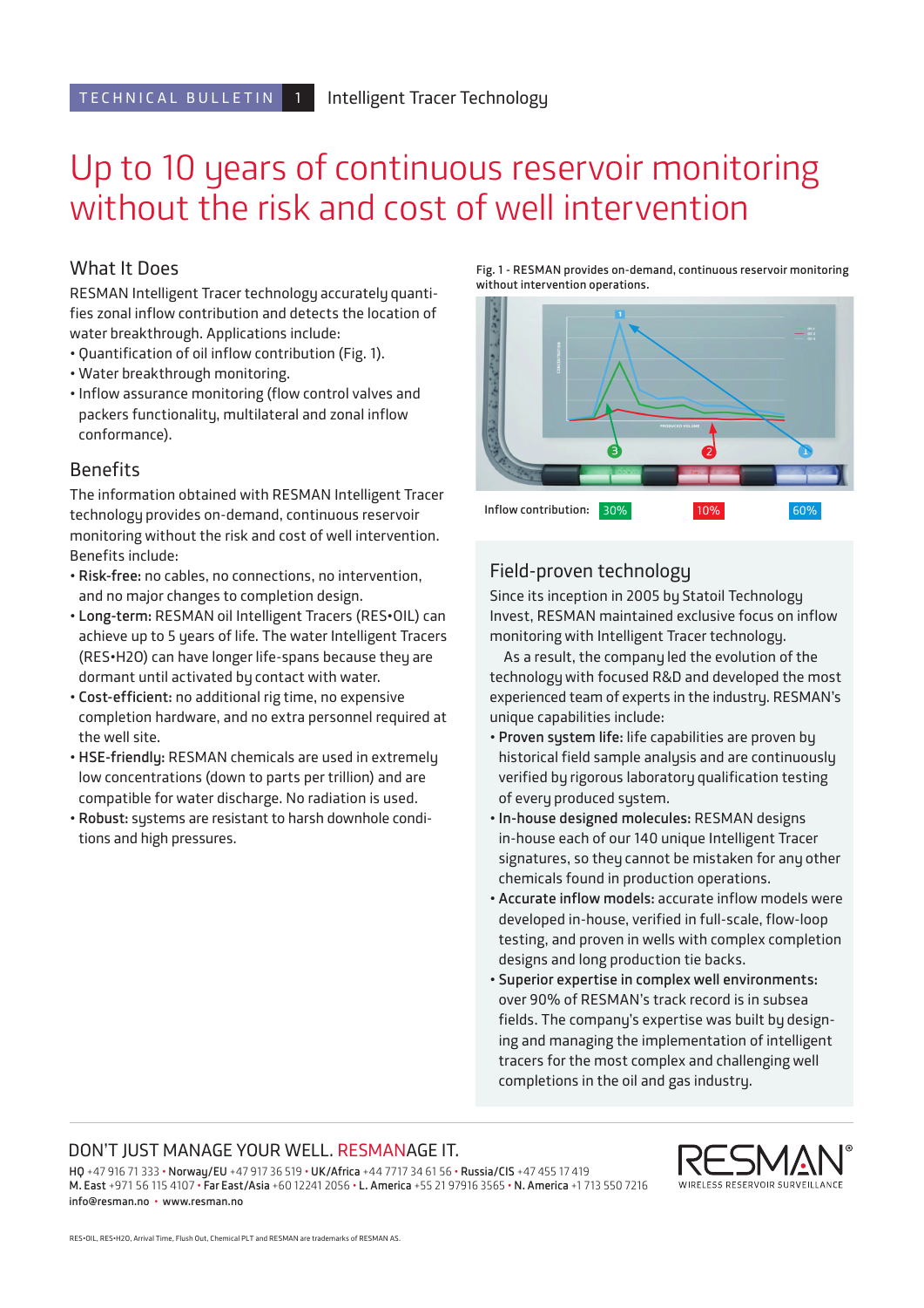TECHNICAL BULLETIN 1 Intelligent Tracer Technology

# Up to 10 years of continuous reservoir monitoring without the risk and cost of well intervention

## What It Does

RESMAN Intelligent Tracer technology accurately quantifies zonal inflow contribution and detects the location of water breakthrough. Applications include:

- Quantification of oil inflow contribution (Fig. 1).
- Water breakthrough monitoring.
- Inflow assurance monitoring (flow control valves and packers functionality, multilateral and zonal inflow conformance).

## Benefits

The information obtained with RESMAN Intelligent Tracer technology provides on-demand, continuous reservoir monitoring without the risk and cost of well intervention. Benefits include:

- **Risk-free:** no cables, no connections, no intervention, and no major changes to completion design.
- **Long-term:** RESMAN oil Intelligent Tracers (RES•OIL) can achieve up to 5 years of life. The water Intelligent Tracers (RES•H2O) can have longer life-spans because they are dormant until activated by contact with water.
- **Cost-efficient:** no additional rig time, no expensive completion hardware, and no extra personnel required at the well site.
- **HSE-friendly:** RESMAN chemicals are used in extremely low concentrations (down to parts per trillion) and are compatible for water discharge. No radiation is used.
- **Robust:** systems are resistant to harsh downhole conditions and high pressures.

Fig. 1 - RESMAN provides on-demand, continuous reservoir monitoring without intervention operations.

Inflow contribution: 30% 10% 60%

## Field-proven technology

Since its inception in 2005 by Statoil Technology Invest, RESMAN maintained exclusive focus on inflow monitoring with Intelligent Tracer technology.

As a result, the company led the evolution of the technology with focused R&D and developed the most experienced team of experts in the industry. RESMAN's unique capabilities include:

- **Proven system life:** life capabilities are proven by historical field sample analysis and are continuously verified by rigorous laboratory qualification testing of every produced system.
- **In-house designed molecules:** RESMAN designs in-house each of our 140 unique Intelligent Tracer signatures, so they cannot be mistaken for any other chemicals found in production operations.
- **Accurate inflow models:** accurate inflow models were developed in-house, verified in full-scale, flow-loop testing, and proven in wells with complex completion designs and long production tie backs.
- **Superior expertise in complex well environments:** over 90% of RESMAN's track record is in subsea fields. The company's expertise was built by designing and managing the implementation of intelligent tracers for the most complex and challenging well completions in the oil and gas industry.

DON'T JUST MANAGE YOUR WELL. RESMANAGE IT.

**HQ** +47 916 71 333 • **Norway/EU** +47 917 36 519 • **UK/Africa** +44 7717 34 61 56 • **Russia/CIS** +47 455 17 419
**M. East** +971 56 115 4107 • **Far East/Asia** +60 12241 2056 • **L. America** +55 21 97916 3565 • **N. America** +1 713 550 7216
info@resman.no • www.resman.no

RESMAN® WIRELESS RESERVOIR SURVEILLANCE

RES•OIL, RES•H2O, Arrival Time, Flush Out, Chemical PLT and RESMAN are trademarks of RESMAN AS.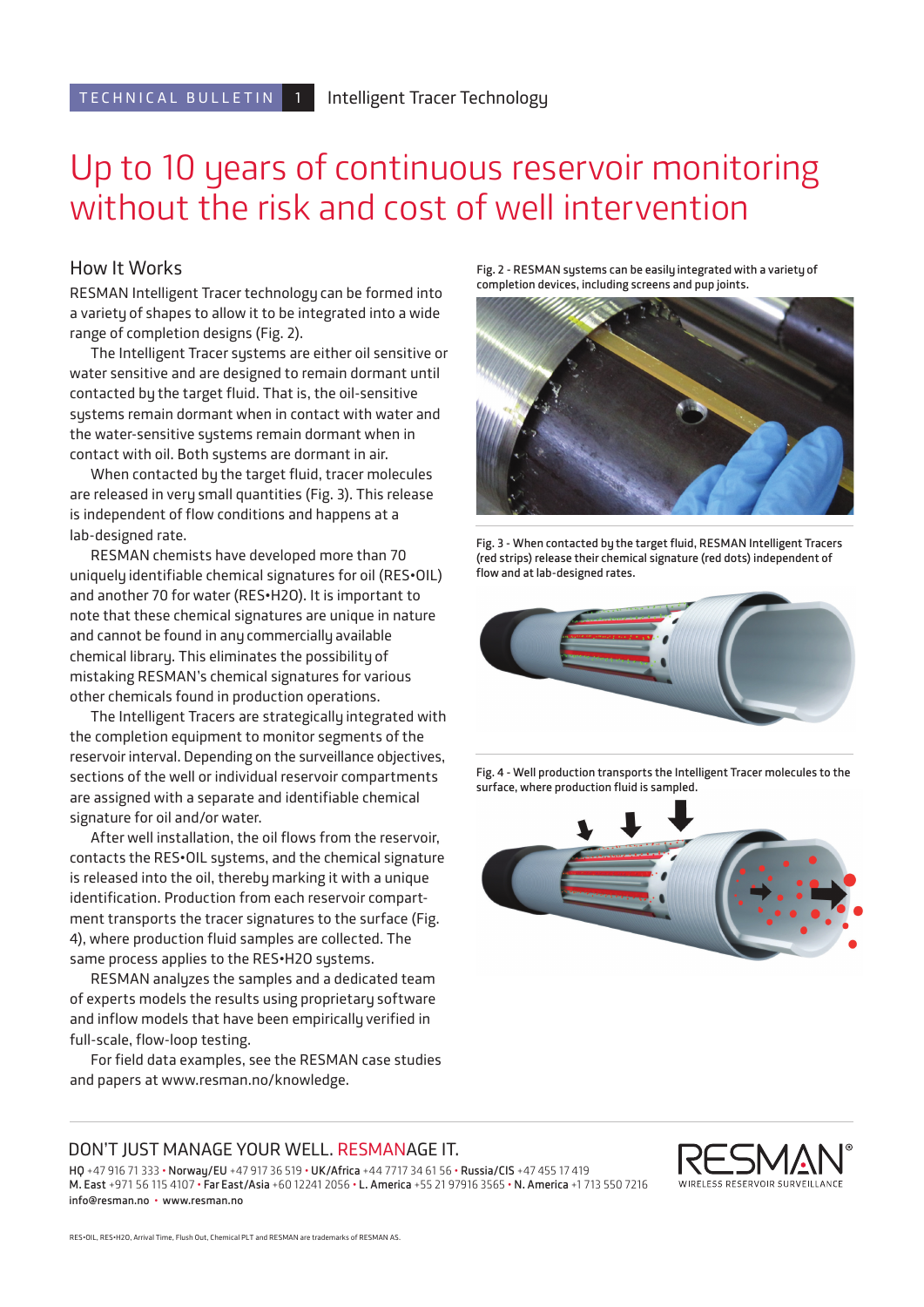# Up to 10 years of continuous reservoir monitoring without the risk and cost of well intervention

## How It Works

RESMAN Intelligent Tracer technology can be formed into a variety of shapes to allow it to be integrated into a wide range of completion designs (Fig. 2).

The Intelligent Tracer systems are either oil sensitive or water sensitive and are designed to remain dormant until contacted by the target fluid. That is, the oil-sensitive systems remain dormant when in contact with water and the water-sensitive systems remain dormant when in contact with oil. Both systems are dormant in air.

When contacted by the target fluid, tracer molecules are released in very small quantities (Fig. 3). This release is independent of flow conditions and happens at a lab-designed rate.

RESMAN chemists have developed more than 70 uniquely identifiable chemical signatures for oil (RES•OIL) and another 70 for water (RES•H2O). It is important to note that these chemical signatures are unique in nature and cannot be found in any commercially available chemical library. This eliminates the possibility of mistaking RESMAN's chemical signatures for various other chemicals found in production operations.

The Intelligent Tracers are strategically integrated with the completion equipment to monitor segments of the reservoir interval. Depending on the surveillance objectives, sections of the well or individual reservoir compartments are assigned with a separate and identifiable chemical signature for oil and/or water.

After well installation, the oil flows from the reservoir, contacts the RES•OIL systems, and the chemical signature is released into the oil, thereby marking it with a unique identification. Production from each reservoir compartment transports the tracer signatures to the surface (Fig. 4), where production fluid samples are collected. The same process applies to the RES•H2O systems.

RESMAN analyzes the samples and a dedicated team of experts models the results using proprietary software and inflow models that have been empirically verified in full-scale, flow-loop testing.

For field data examples, see the RESMAN case studies and papers at www.resman.no/knowledge.

Fig. 2 - RESMAN systems can be easily integrated with a variety of completion devices, including screens and pup joints.

Fig. 3 - When contacted by the target fluid, RESMAN Intelligent Tracers (red strips) release their chemical signature (red dots) independent of flow and at lab-designed rates.

Fig. 4 - Well production transports the Intelligent Tracer molecules to the surface, where production fluid is sampled.

DON'T JUST MANAGE YOUR WELL. RESMANAGE IT.

**HQ** +47 916 71 333 • **Norway/EU** +47 917 36 519 • **UK/Africa** +44 7717 34 61 56 • **Russia/CIS** +47 455 17 419
**M. East** +971 56 115 4107 • **Far East/Asia** +60 12241 2056 • **L. America** +55 21 97916 3565 • **N. America** +1 713 550 7216
info@resman.no • www.resman.no

RESMAN® WIRELESS RESERVOIR SURVEILLANCE

RES•OIL, RES•H2O, Arrival Time, Flush Out, Chemical PLT and RESMAN are trademarks of RESMAN AS.